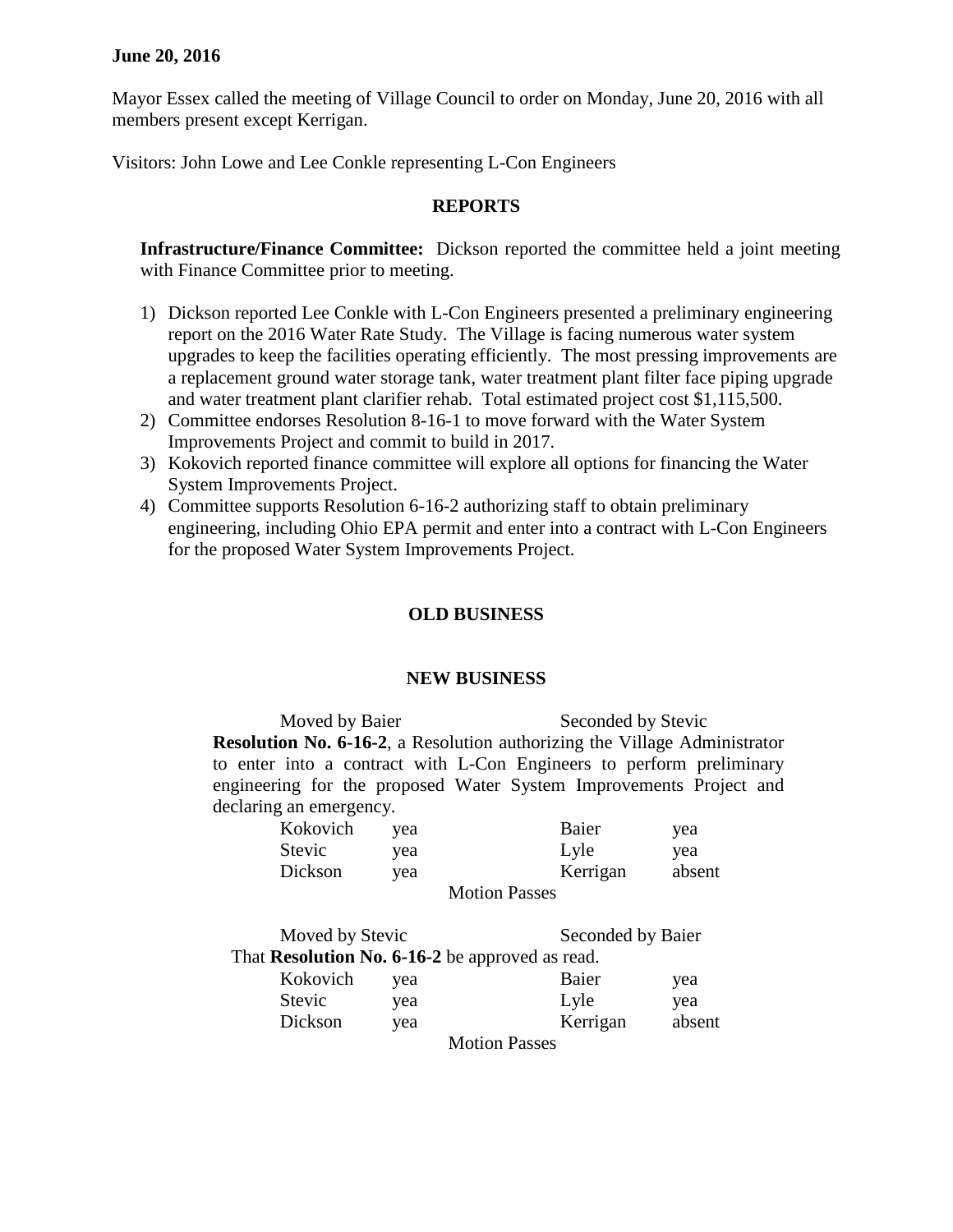**June 20, 2016**

Mayor Essex called the meeting of Village Council to order on Monday, June 20, 2016 with all members present except Kerrigan.

Visitors: John Lowe and Lee Conkle representing L-Con Engineers

## REPORTS

**Infrastructure/Finance Committee:** Dickson reported the committee held a joint meeting with Finance Committee prior to meeting.

1) Dickson reported Lee Conkle with L-Con Engineers presented a preliminary engineering report on the 2016 Water Rate Study. The Village is facing numerous water system upgrades to keep the facilities operating efficiently. The most pressing improvements are a replacement ground water storage tank, water treatment plant filter face piping upgrade and water treatment plant clarifier rehab. Total estimated project cost $1,115,500.
2) Committee endorses Resolution 8-16-1 to move forward with the Water System Improvements Project and commit to build in 2017.
3) Kokovich reported finance committee will explore all options for financing the Water System Improvements Project.
4) Committee supports Resolution 6-16-2 authorizing staff to obtain preliminary engineering, including Ohio EPA permit and enter into a contract with L-Con Engineers for the proposed Water System Improvements Project.

## OLD BUSINESS

## NEW BUSINESS

Moved by Baier Seconded by Stevic

**Resolution No. 6-16-2**, a Resolution authorizing the Village Administrator to enter into a contract with L-Con Engineers to perform preliminary engineering for the proposed Water System Improvements Project and declaring an emergency.

| | | | |
|---|---|---|---|
| Kokovich | yea | Baier | yea |
| Stevic | yea | Lyle | yea |
| Dickson | yea | Kerrigan | absent |

Motion Passes

Moved by Stevic Seconded by Baier

That **Resolution No. 6-16-2** be approved as read.

| | | | |
|---|---|---|---|
| Kokovich | yea | Baier | yea |
| Stevic | yea | Lyle | yea |
| Dickson | yea | Kerrigan | absent |

Motion Passes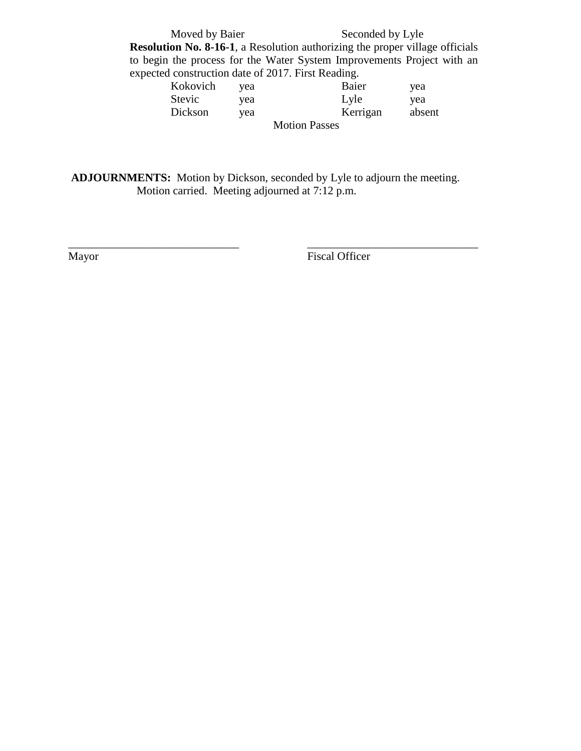Moved by Baier Seconded by Lyle

**Resolution No. 8-16-1**, a Resolution authorizing the proper village officials to begin the process for the Water System Improvements Project with an expected construction date of 2017. First Reading.

| | | | |
|---|---|---|---|
| Kokovich | yea | Baier | yea |
| Stevic | yea | Lyle | yea |
| Dickson | yea | Kerrigan | absent |

Motion Passes

**ADJOURNMENTS:** Motion by Dickson, seconded by Lyle to adjourn the meeting. Motion carried. Meeting adjourned at 7:12 p.m.

\_\_\_\_\_\_\_\_\_\_\_\_\_\_\_\_\_\_\_\_\_\_\_\_\_\_\_\_\_\_ \_\_\_\_\_\_\_\_\_\_\_\_\_\_\_\_\_\_\_\_\_\_\_\_\_\_\_\_\_\_

Mayor Fiscal Officer